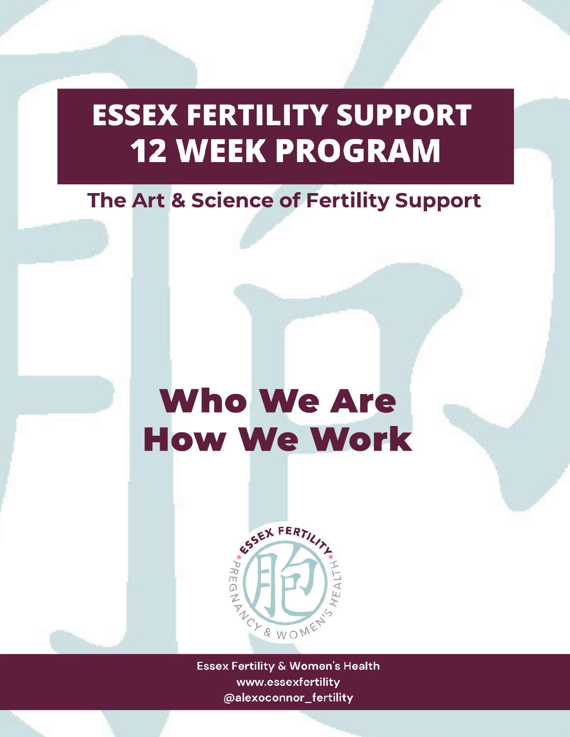# ESSEX FERTILITY SUPPORT 12 WEEK PROGRAM

## The Art & Science of Fertility Support

# Who We Are
# How We Work

Essex Fertility & Women's Health
www.essexfertility
@alexoconnor_fertility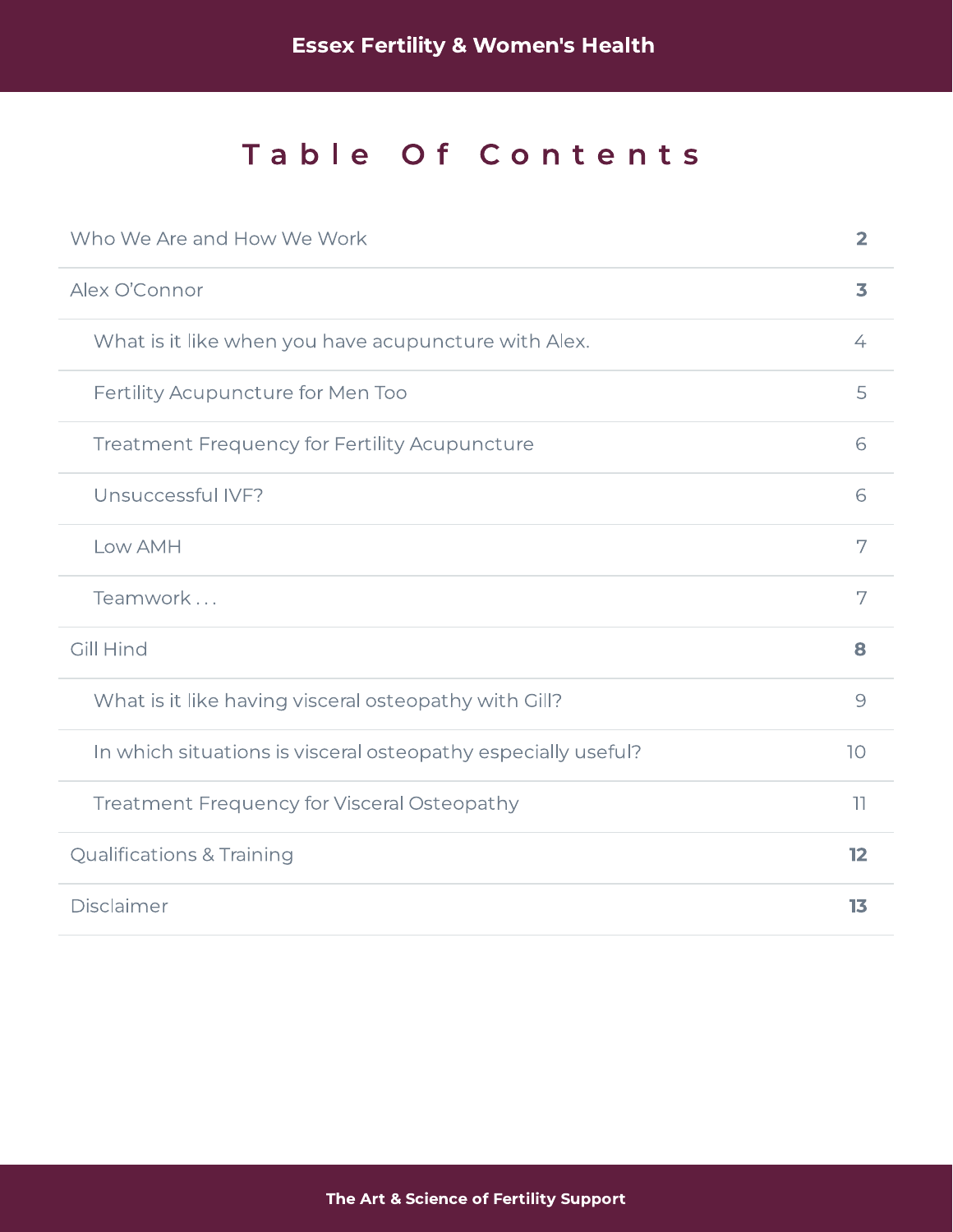# Table Of Contents

| | |
|---|---|
| Who We Are and How We Work | **2** |
| Alex O'Connor | **3** |
| What is it like when you have acupuncture with Alex. | 4 |
| Fertility Acupuncture for Men Too | 5 |
| Treatment Frequency for Fertility Acupuncture | 6 |
| Unsuccessful IVF? | 6 |
| Low AMH | 7 |
| Teamwork . . . | 7 |
| Gill Hind | **8** |
| What is it like having visceral osteopathy with Gill? | 9 |
| In which situations is visceral osteopathy especially useful? | 10 |
| Treatment Frequency for Visceral Osteopathy | 11 |
| Qualifications & Training | **12** |
| Disclaimer | **13** |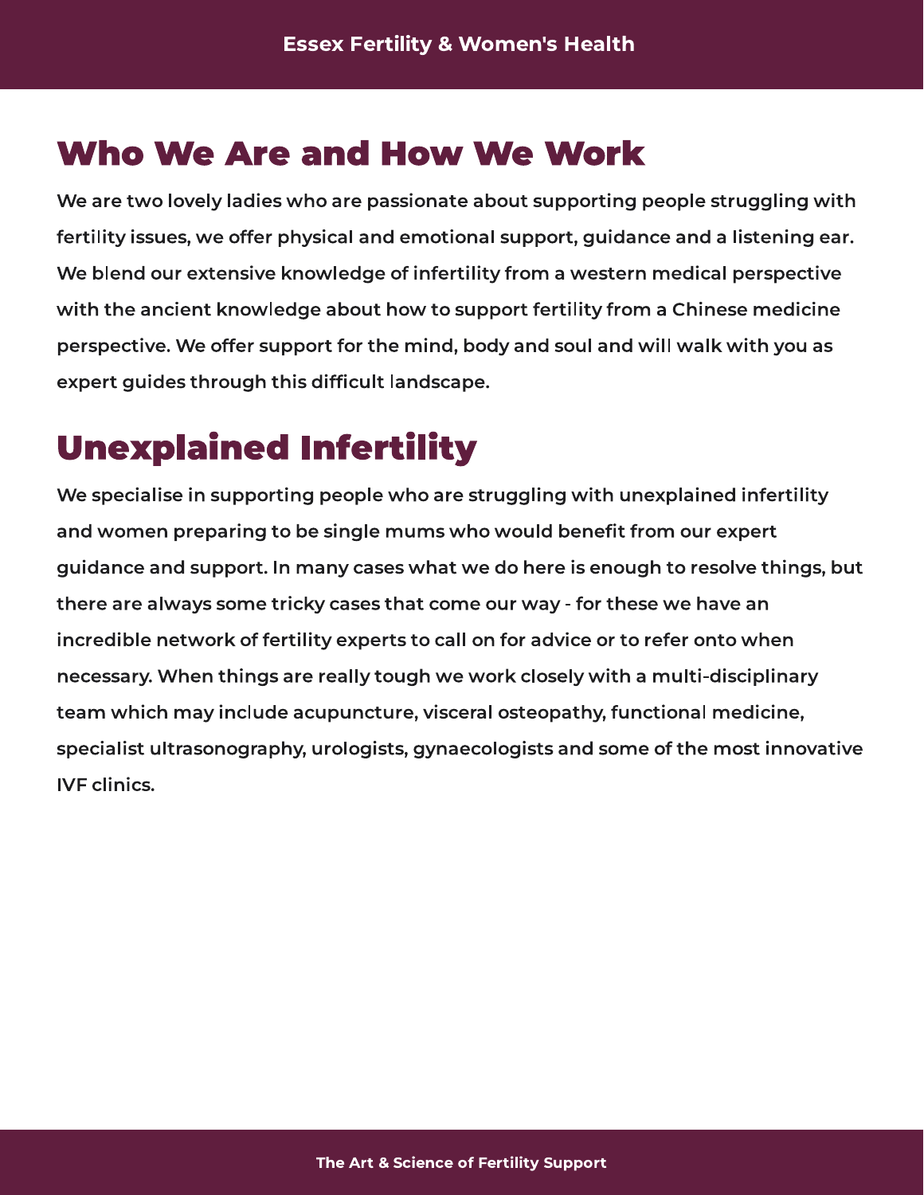## Who We Are and How We Work

We are two lovely ladies who are passionate about supporting people struggling with fertility issues, we offer physical and emotional support, guidance and a listening ear. We blend our extensive knowledge of infertility from a western medical perspective with the ancient knowledge about how to support fertility from a Chinese medicine perspective. We offer support for the mind, body and soul and will walk with you as expert guides through this difficult landscape.

## Unexplained Infertility

We specialise in supporting people who are struggling with unexplained infertility and women preparing to be single mums who would benefit from our expert guidance and support. In many cases what we do here is enough to resolve things, but there are always some tricky cases that come our way - for these we have an incredible network of fertility experts to call on for advice or to refer onto when necessary. When things are really tough we work closely with a multi-disciplinary team which may include acupuncture, visceral osteopathy, functional medicine, specialist ultrasonography, urologists, gynaecologists and some of the most innovative IVF clinics.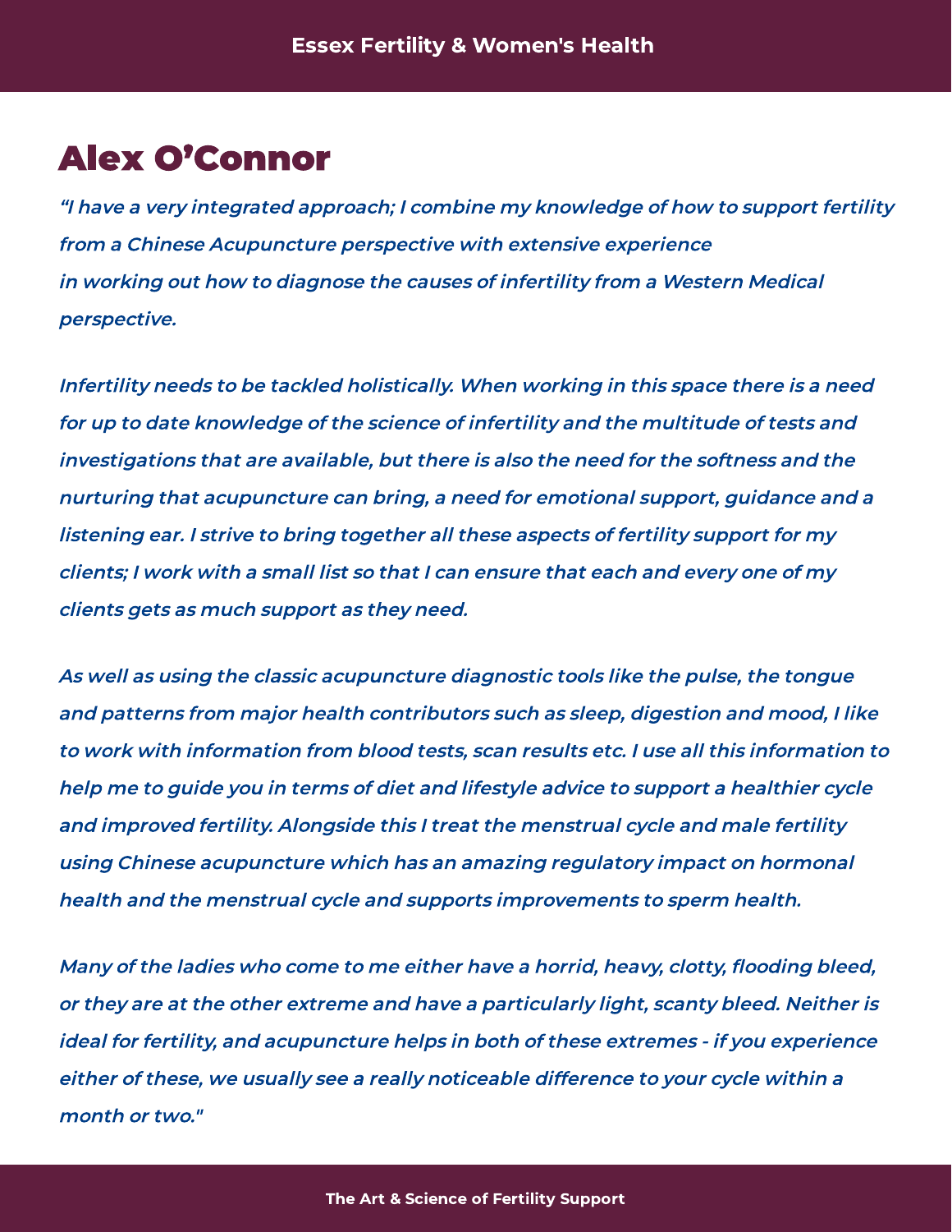# Alex O'Connor

*"I have a very integrated approach; I combine my knowledge of how to support fertility from a Chinese Acupuncture perspective with extensive experience in working out how to diagnose the causes of infertility from a Western Medical perspective.*

*Infertility needs to be tackled holistically. When working in this space there is a need for up to date knowledge of the science of infertility and the multitude of tests and investigations that are available, but there is also the need for the softness and the nurturing that acupuncture can bring, a need for emotional support, guidance and a listening ear. I strive to bring together all these aspects of fertility support for my clients; I work with a small list so that I can ensure that each and every one of my clients gets as much support as they need.*

*As well as using the classic acupuncture diagnostic tools like the pulse, the tongue and patterns from major health contributors such as sleep, digestion and mood, I like to work with information from blood tests, scan results etc. I use all this information to help me to guide you in terms of diet and lifestyle advice to support a healthier cycle and improved fertility. Alongside this I treat the menstrual cycle and male fertility using Chinese acupuncture which has an amazing regulatory impact on hormonal health and the menstrual cycle and supports improvements to sperm health.*

*Many of the ladies who come to me either have a horrid, heavy, clotty, flooding bleed, or they are at the other extreme and have a particularly light, scanty bleed. Neither is ideal for fertility, and acupuncture helps in both of these extremes - if you experience either of these, we usually see a really noticeable difference to your cycle within a month or two."*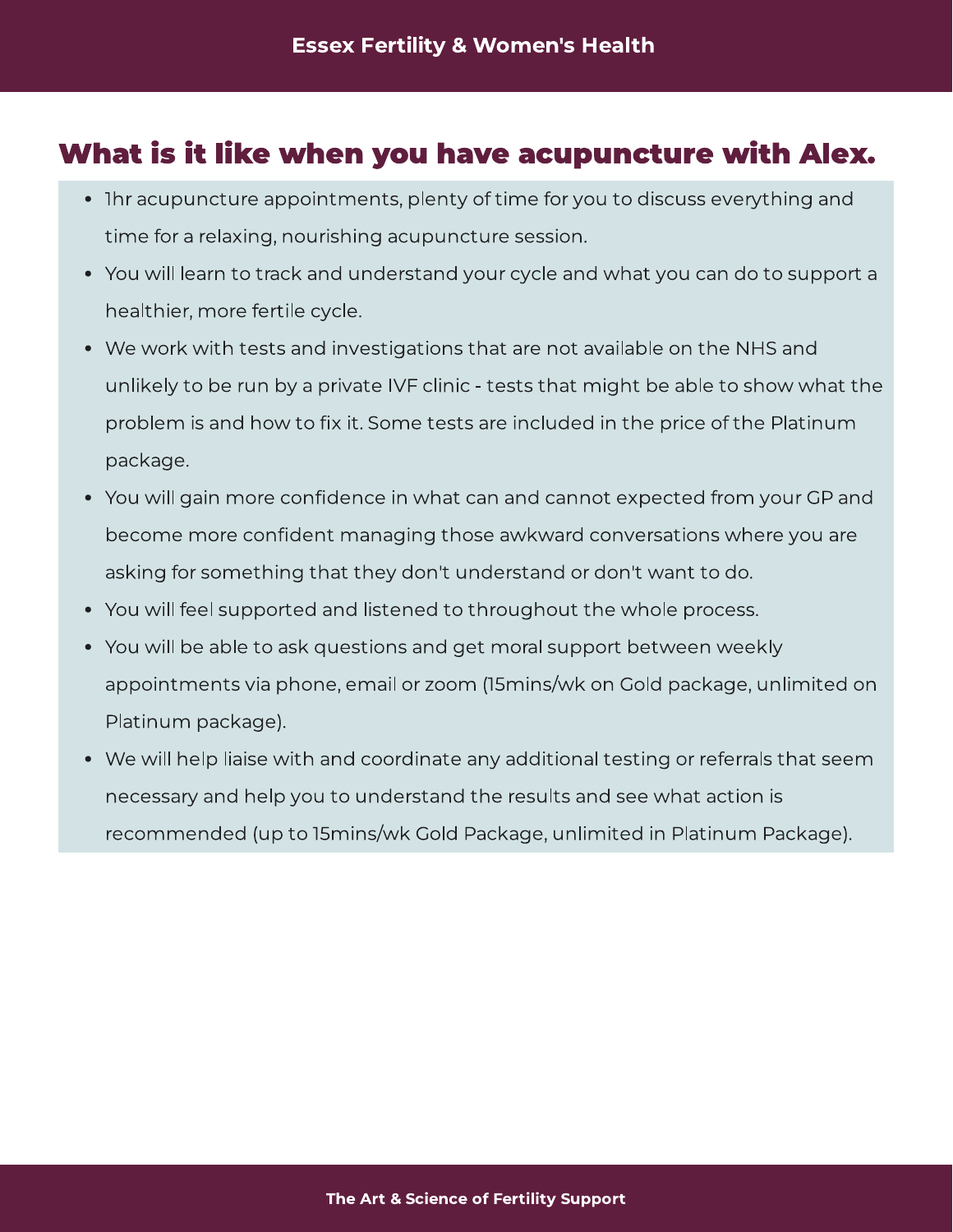## What is it like when you have acupuncture with Alex.

- 1hr acupuncture appointments, plenty of time for you to discuss everything and time for a relaxing, nourishing acupuncture session.
- You will learn to track and understand your cycle and what you can do to support a healthier, more fertile cycle.
- We work with tests and investigations that are not available on the NHS and unlikely to be run by a private IVF clinic - tests that might be able to show what the problem is and how to fix it. Some tests are included in the price of the Platinum package.
- You will gain more confidence in what can and cannot expected from your GP and become more confident managing those awkward conversations where you are asking for something that they don't understand or don't want to do.
- You will feel supported and listened to throughout the whole process.
- You will be able to ask questions and get moral support between weekly appointments via phone, email or zoom (15mins/wk on Gold package, unlimited on Platinum package).
- We will help liaise with and coordinate any additional testing or referrals that seem necessary and help you to understand the results and see what action is recommended (up to 15mins/wk Gold Package, unlimited in Platinum Package).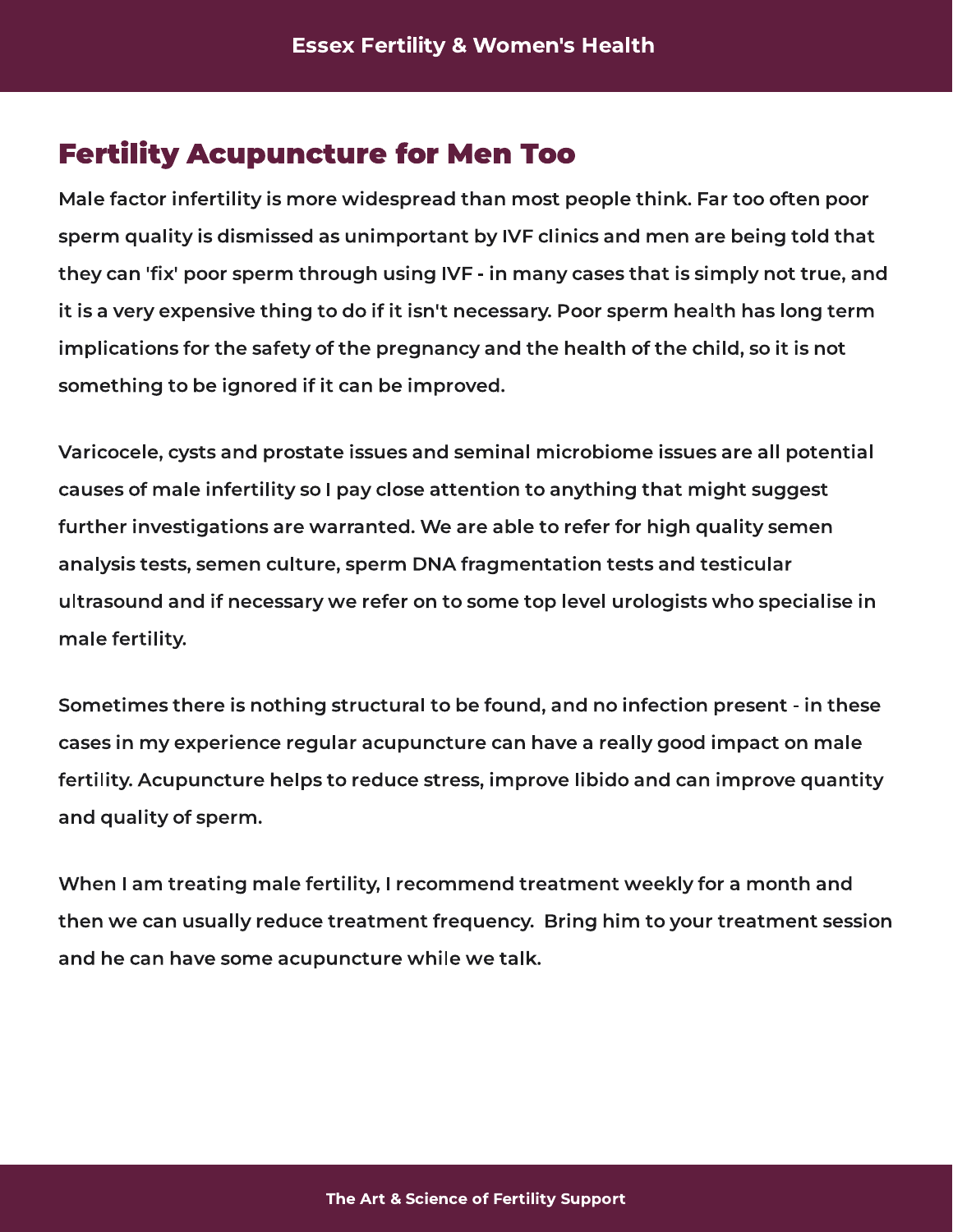# Fertility Acupuncture for Men Too

Male factor infertility is more widespread than most people think. Far too often poor sperm quality is dismissed as unimportant by IVF clinics and men are being told that they can 'fix' poor sperm through using IVF - in many cases that is simply not true, and it is a very expensive thing to do if it isn't necessary. Poor sperm health has long term implications for the safety of the pregnancy and the health of the child, so it is not something to be ignored if it can be improved.

Varicocele, cysts and prostate issues and seminal microbiome issues are all potential causes of male infertility so I pay close attention to anything that might suggest further investigations are warranted. We are able to refer for high quality semen analysis tests, semen culture, sperm DNA fragmentation tests and testicular ultrasound and if necessary we refer on to some top level urologists who specialise in male fertility.

Sometimes there is nothing structural to be found, and no infection present - in these cases in my experience regular acupuncture can have a really good impact on male fertility. Acupuncture helps to reduce stress, improve libido and can improve quantity and quality of sperm.

When I am treating male fertility, I recommend treatment weekly for a month and then we can usually reduce treatment frequency. Bring him to your treatment session and he can have some acupuncture while we talk.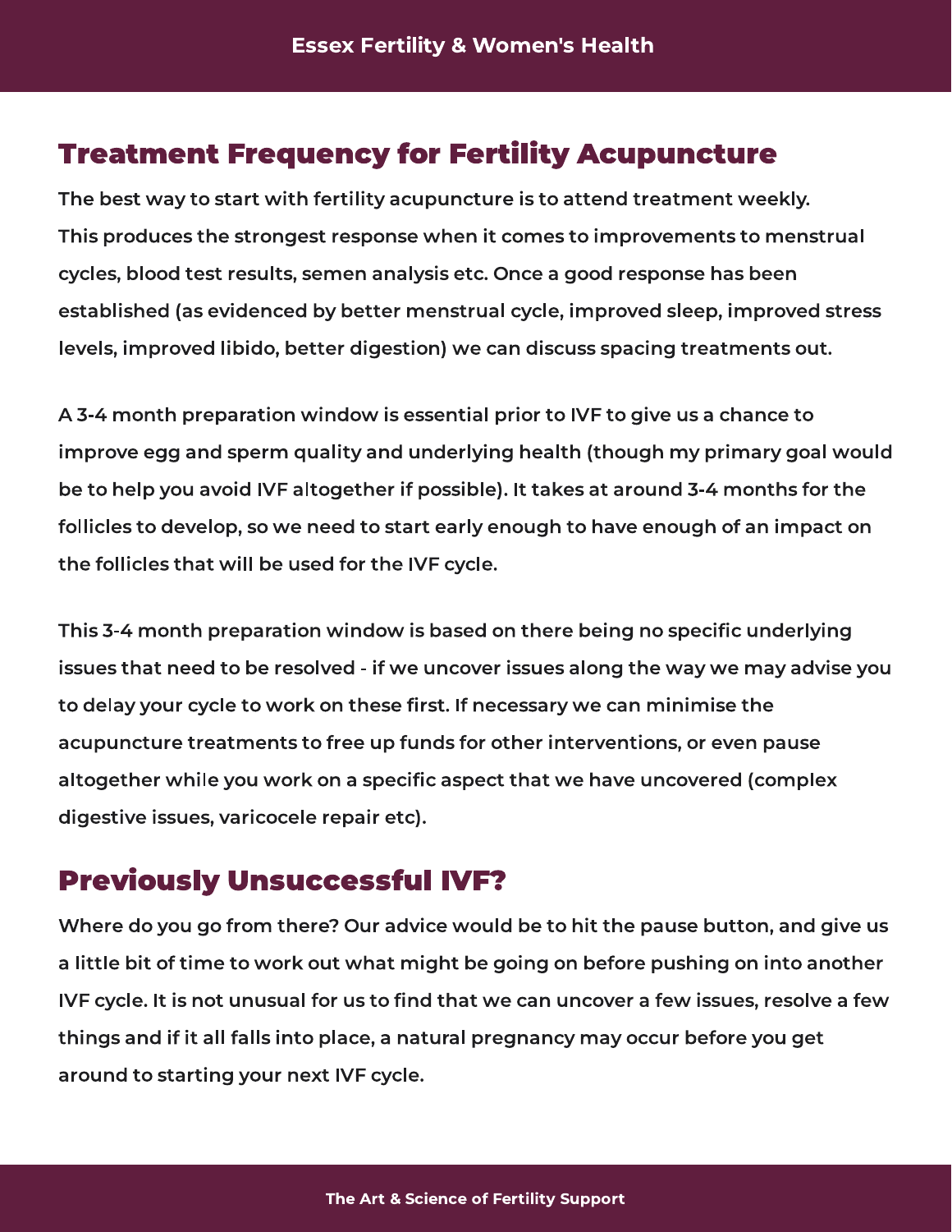## Treatment Frequency for Fertility Acupuncture

The best way to start with fertility acupuncture is to attend treatment weekly. This produces the strongest response when it comes to improvements to menstrual cycles, blood test results, semen analysis etc. Once a good response has been established (as evidenced by better menstrual cycle, improved sleep, improved stress levels, improved libido, better digestion) we can discuss spacing treatments out.

A 3-4 month preparation window is essential prior to IVF to give us a chance to improve egg and sperm quality and underlying health (though my primary goal would be to help you avoid IVF altogether if possible). It takes at around 3-4 months for the follicles to develop, so we need to start early enough to have enough of an impact on the follicles that will be used for the IVF cycle.

This 3-4 month preparation window is based on there being no specific underlying issues that need to be resolved - if we uncover issues along the way we may advise you to delay your cycle to work on these first. If necessary we can minimise the acupuncture treatments to free up funds for other interventions, or even pause altogether while you work on a specific aspect that we have uncovered (complex digestive issues, varicocele repair etc).

## Previously Unsuccessful IVF?

Where do you go from there? Our advice would be to hit the pause button, and give us a little bit of time to work out what might be going on before pushing on into another IVF cycle. It is not unusual for us to find that we can uncover a few issues, resolve a few things and if it all falls into place, a natural pregnancy may occur before you get around to starting your next IVF cycle.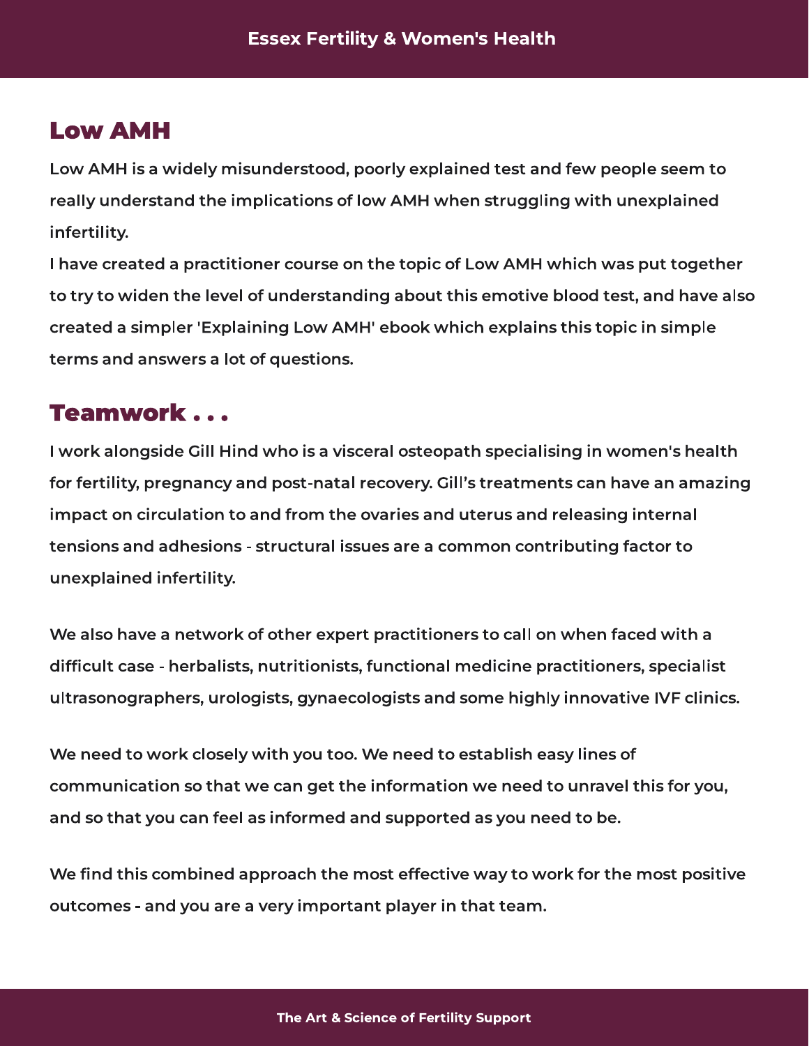## Low AMH

Low AMH is a widely misunderstood, poorly explained test and few people seem to really understand the implications of low AMH when struggling with unexplained infertility.

I have created a practitioner course on the topic of Low AMH which was put together to try to widen the level of understanding about this emotive blood test, and have also created a simpler 'Explaining Low AMH' ebook which explains this topic in simple terms and answers a lot of questions.

## Teamwork . . .

I work alongside Gill Hind who is a visceral osteopath specialising in women's health for fertility, pregnancy and post-natal recovery. Gill's treatments can have an amazing impact on circulation to and from the ovaries and uterus and releasing internal tensions and adhesions - structural issues are a common contributing factor to unexplained infertility.

We also have a network of other expert practitioners to call on when faced with a difficult case - herbalists, nutritionists, functional medicine practitioners, specialist ultrasonographers, urologists, gynaecologists and some highly innovative IVF clinics.

We need to work closely with you too. We need to establish easy lines of communication so that we can get the information we need to unravel this for you, and so that you can feel as informed and supported as you need to be.

We find this combined approach the most effective way to work for the most positive outcomes - and you are a very important player in that team.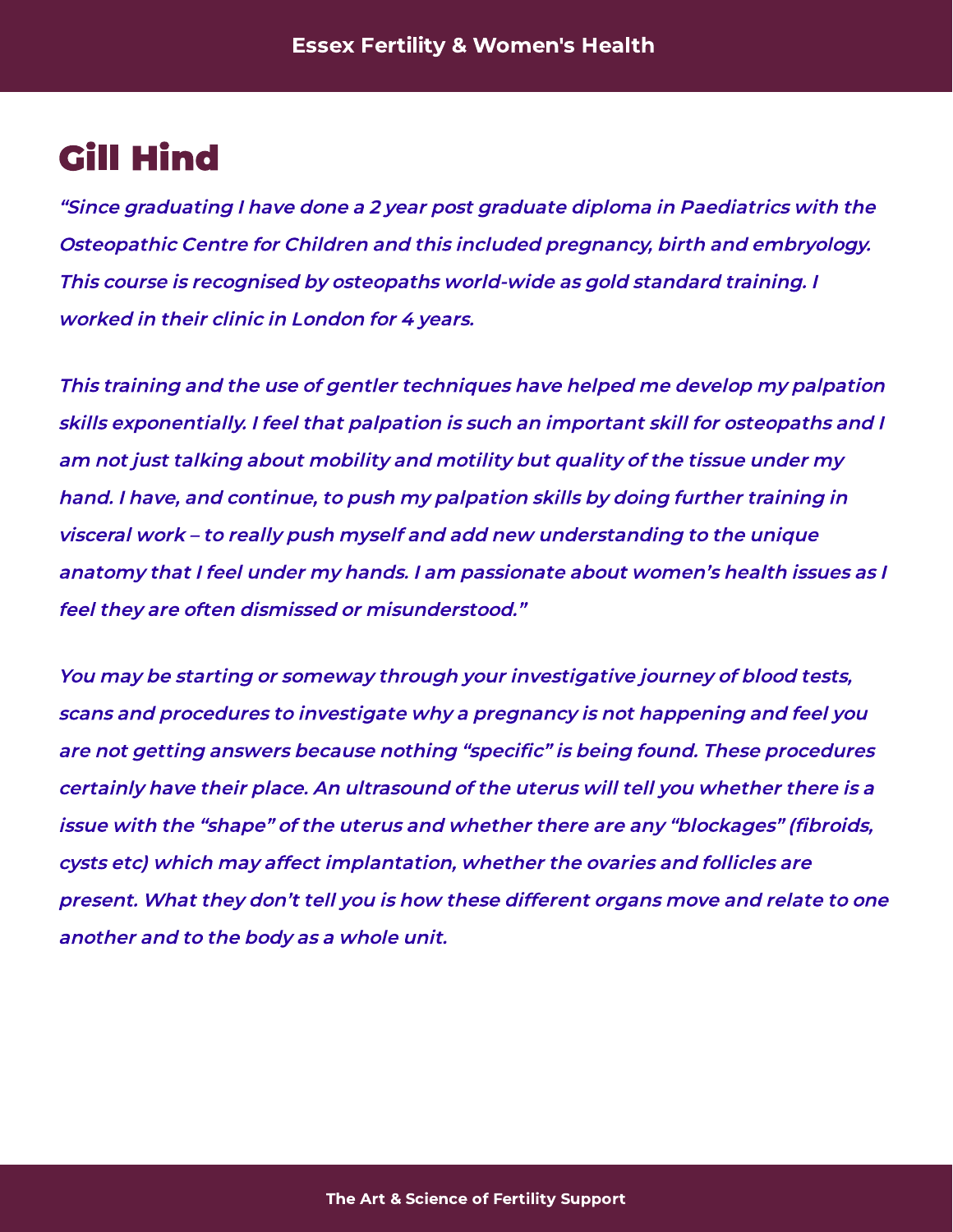# Gill Hind

*“Since graduating I have done a 2 year post graduate diploma in Paediatrics with the Osteopathic Centre for Children and this included pregnancy, birth and embryology. This course is recognised by osteopaths world-wide as gold standard training. I worked in their clinic in London for 4 years.*

*This training and the use of gentler techniques have helped me develop my palpation skills exponentially. I feel that palpation is such an important skill for osteopaths and I am not just talking about mobility and motility but quality of the tissue under my hand. I have, and continue, to push my palpation skills by doing further training in visceral work – to really push myself and add new understanding to the unique anatomy that I feel under my hands. I am passionate about women’s health issues as I feel they are often dismissed or misunderstood.”*

*You may be starting or someway through your investigative journey of blood tests, scans and procedures to investigate why a pregnancy is not happening and feel you are not getting answers because nothing “specific” is being found. These procedures certainly have their place. An ultrasound of the uterus will tell you whether there is a issue with the “shape” of the uterus and whether there are any “blockages” (fibroids, cysts etc) which may affect implantation, whether the ovaries and follicles are present. What they don’t tell you is how these different organs move and relate to one another and to the body as a whole unit.*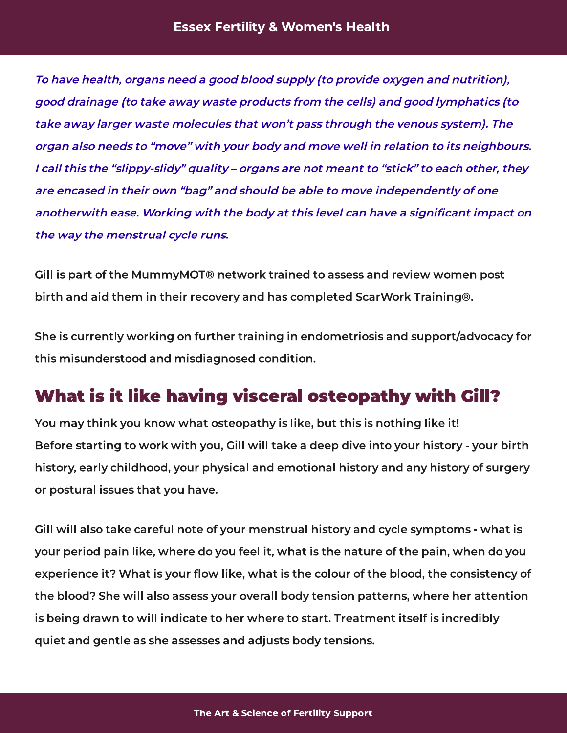*To have health, organs need a good blood supply (to provide oxygen and nutrition), good drainage (to take away waste products from the cells) and good lymphatics (to take away larger waste molecules that won't pass through the venous system). The organ also needs to "move" with your body and move well in relation to its neighbours. I call this the "slippy-slidy" quality – organs are not meant to "stick" to each other, they are encased in their own "bag" and should be able to move independently of one anotherwith ease. Working with the body at this level can have a significant impact on the way the menstrual cycle runs.*

Gill is part of the MummyMOT® network trained to assess and review women post birth and aid them in their recovery and has completed ScarWork Training®.

She is currently working on further training in endometriosis and support/advocacy for this misunderstood and misdiagnosed condition.

## What is it like having visceral osteopathy with Gill?

You may think you know what osteopathy is like, but this is nothing like it!
Before starting to work with you, Gill will take a deep dive into your history - your birth history, early childhood, your physical and emotional history and any history of surgery or postural issues that you have.

Gill will also take careful note of your menstrual history and cycle symptoms - what is your period pain like, where do you feel it, what is the nature of the pain, when do you experience it? What is your flow like, what is the colour of the blood, the consistency of the blood? She will also assess your overall body tension patterns, where her attention is being drawn to will indicate to her where to start. Treatment itself is incredibly quiet and gentle as she assesses and adjusts body tensions.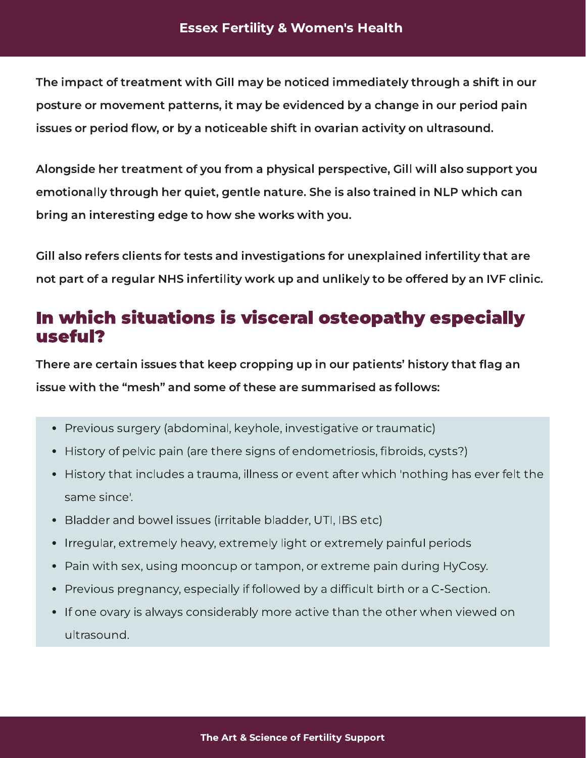**The impact of treatment with Gill may be noticed immediately through a shift in our posture or movement patterns, it may be evidenced by a change in our period pain issues or period flow, or by a noticeable shift in ovarian activity on ultrasound.**

**Alongside her treatment of you from a physical perspective, Gill will also support you emotionally through her quiet, gentle nature. She is also trained in NLP which can bring an interesting edge to how she works with you.**

**Gill also refers clients for tests and investigations for unexplained infertility that are not part of a regular NHS infertility work up and unlikely to be offered by an IVF clinic.**

## In which situations is visceral osteopathy especially useful?

**There are certain issues that keep cropping up in our patients' history that flag an issue with the "mesh" and some of these are summarised as follows:**

- Previous surgery (abdominal, keyhole, investigative or traumatic)
- History of pelvic pain (are there signs of endometriosis, fibroids, cysts?)
- History that includes a trauma, illness or event after which 'nothing has ever felt the same since'.
- Bladder and bowel issues (irritable bladder, UTI, IBS etc)
- Irregular, extremely heavy, extremely light or extremely painful periods
- Pain with sex, using mooncup or tampon, or extreme pain during HyCosy.
- Previous pregnancy, especially if followed by a difficult birth or a C-Section.
- If one ovary is always considerably more active than the other when viewed on ultrasound.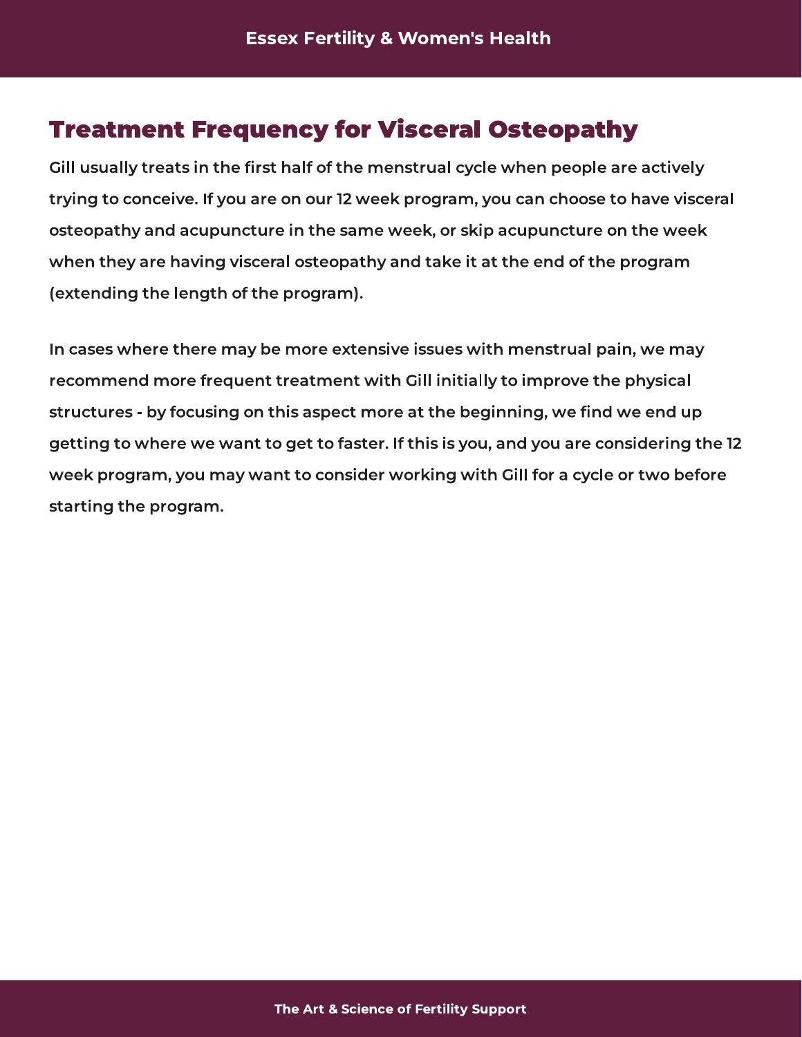## Treatment Frequency for Visceral Osteopathy

Gill usually treats in the first half of the menstrual cycle when people are actively trying to conceive. If you are on our 12 week program, you can choose to have visceral osteopathy and acupuncture in the same week, or skip acupuncture on the week when they are having visceral osteopathy and take it at the end of the program (extending the length of the program).

In cases where there may be more extensive issues with menstrual pain, we may recommend more frequent treatment with Gill initially to improve the physical structures - by focusing on this aspect more at the beginning, we find we end up getting to where we want to get to faster. If this is you, and you are considering the 12 week program, you may want to consider working with Gill for a cycle or two before starting the program.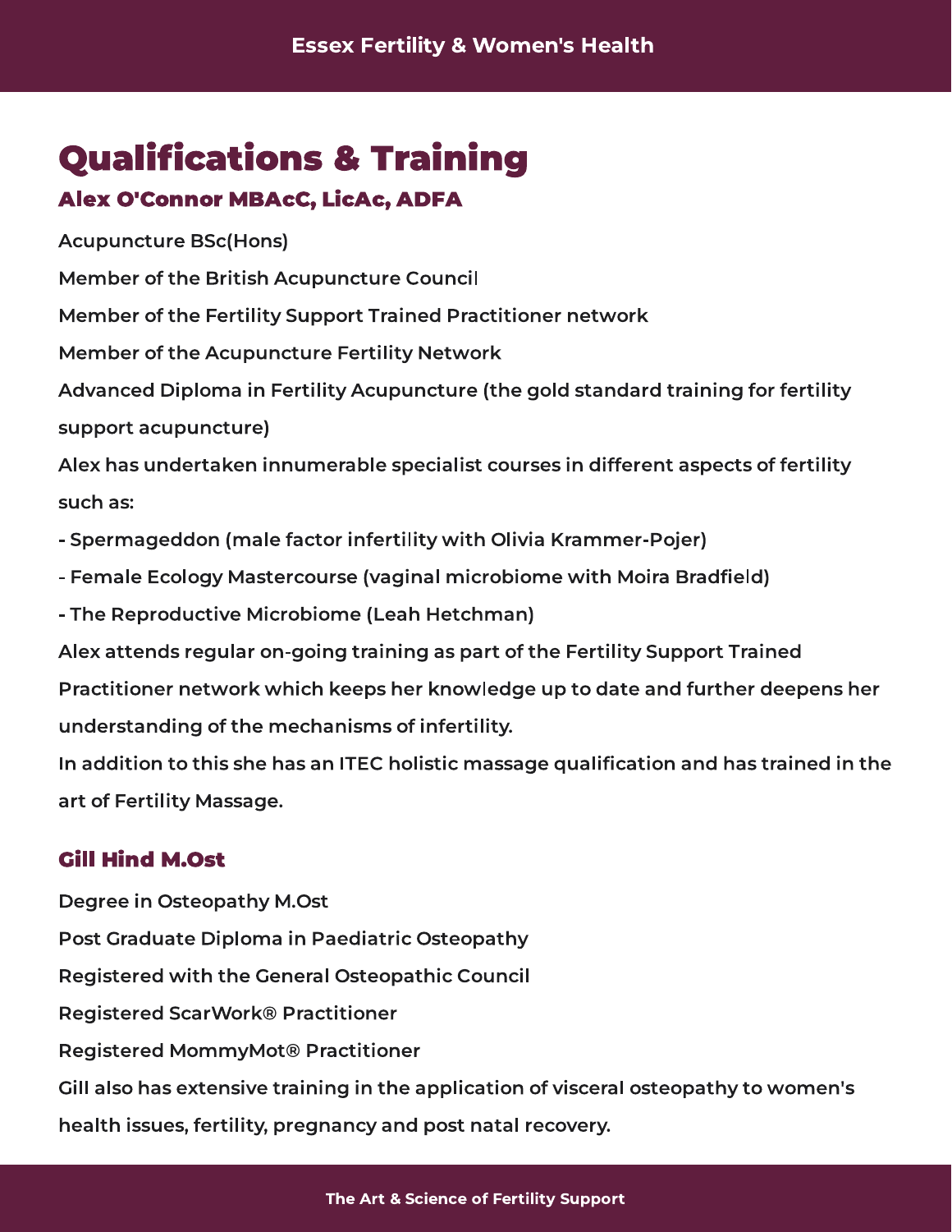# Qualifications & Training

## Alex O'Connor MBAcC, LicAc, ADFA

Acupuncture BSc(Hons)

Member of the British Acupuncture Council

Member of the Fertility Support Trained Practitioner network

Member of the Acupuncture Fertility Network

Advanced Diploma in Fertility Acupuncture (the gold standard training for fertility support acupuncture)

Alex has undertaken innumerable specialist courses in different aspects of fertility such as:

- Spermageddon (male factor infertility with Olivia Krammer-Pojer)
- Female Ecology Mastercourse (vaginal microbiome with Moira Bradfield)
- The Reproductive Microbiome (Leah Hetchman)

Alex attends regular on-going training as part of the Fertility Support Trained Practitioner network which keeps her knowledge up to date and further deepens her understanding of the mechanisms of infertility.

In addition to this she has an ITEC holistic massage qualification and has trained in the art of Fertility Massage.

## Gill Hind M.Ost

Degree in Osteopathy M.Ost

Post Graduate Diploma in Paediatric Osteopathy

Registered with the General Osteopathic Council

Registered ScarWork® Practitioner

Registered MommyMot® Practitioner

Gill also has extensive training in the application of visceral osteopathy to women's health issues, fertility, pregnancy and post natal recovery.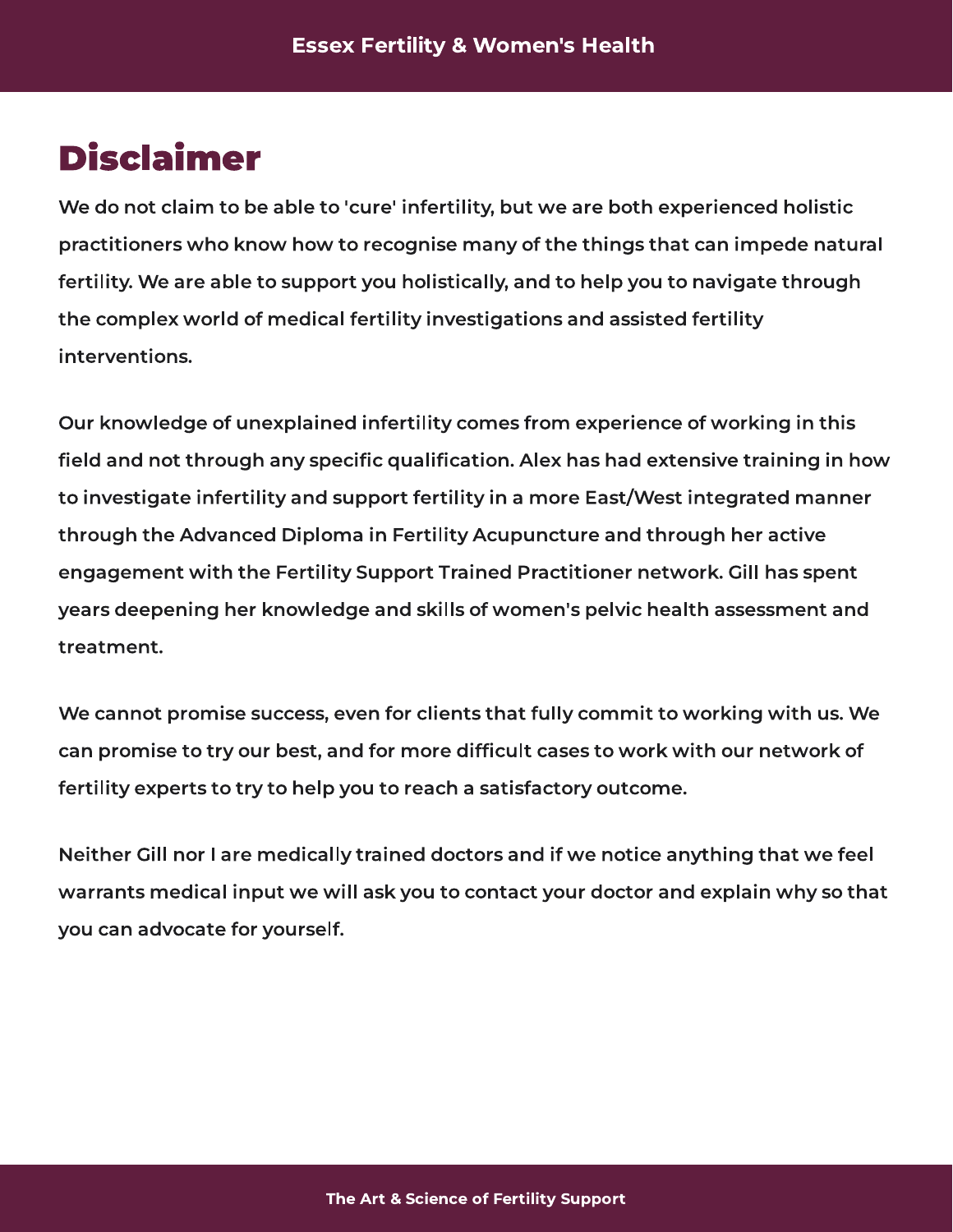# Disclaimer

We do not claim to be able to 'cure' infertility, but we are both experienced holistic practitioners who know how to recognise many of the things that can impede natural fertility. We are able to support you holistically, and to help you to navigate through the complex world of medical fertility investigations and assisted fertility interventions.

Our knowledge of unexplained infertility comes from experience of working in this field and not through any specific qualification. Alex has had extensive training in how to investigate infertility and support fertility in a more East/West integrated manner through the Advanced Diploma in Fertility Acupuncture and through her active engagement with the Fertility Support Trained Practitioner network. Gill has spent years deepening her knowledge and skills of women's pelvic health assessment and treatment.

We cannot promise success, even for clients that fully commit to working with us. We can promise to try our best, and for more difficult cases to work with our network of fertility experts to try to help you to reach a satisfactory outcome.

Neither Gill nor I are medically trained doctors and if we notice anything that we feel warrants medical input we will ask you to contact your doctor and explain why so that you can advocate for yourself.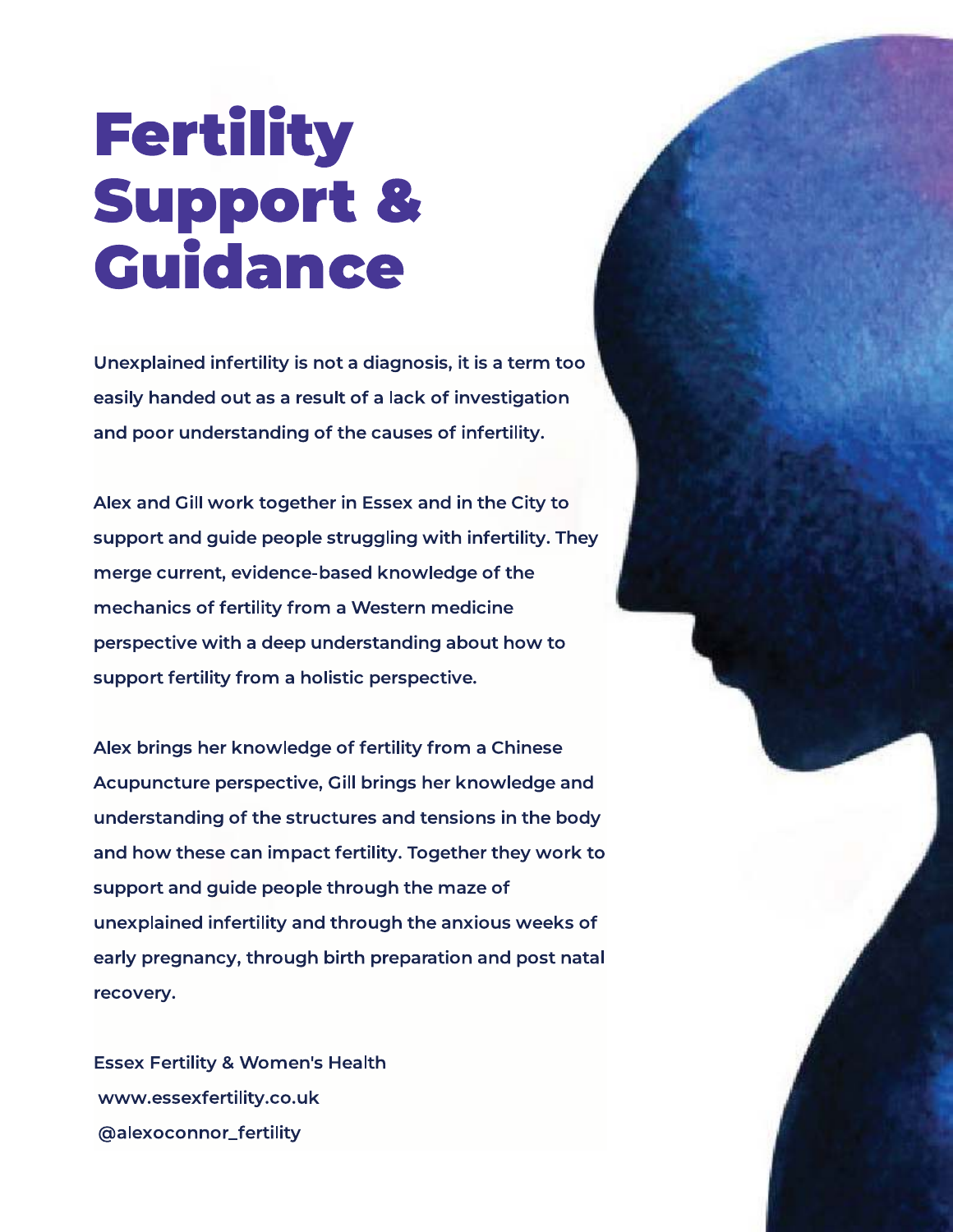# Fertility Support & Guidance

Unexplained infertility is not a diagnosis, it is a term too easily handed out as a result of a lack of investigation and poor understanding of the causes of infertility.

Alex and Gill work together in Essex and in the City to support and guide people struggling with infertility. They merge current, evidence-based knowledge of the mechanics of fertility from a Western medicine perspective with a deep understanding about how to support fertility from a holistic perspective.

Alex brings her knowledge of fertility from a Chinese Acupuncture perspective, Gill brings her knowledge and understanding of the structures and tensions in the body and how these can impact fertility. Together they work to support and guide people through the maze of unexplained infertility and through the anxious weeks of early pregnancy, through birth preparation and post natal recovery.

Essex Fertility & Women's Health
www.essexfertility.co.uk
@alexoconnor_fertility